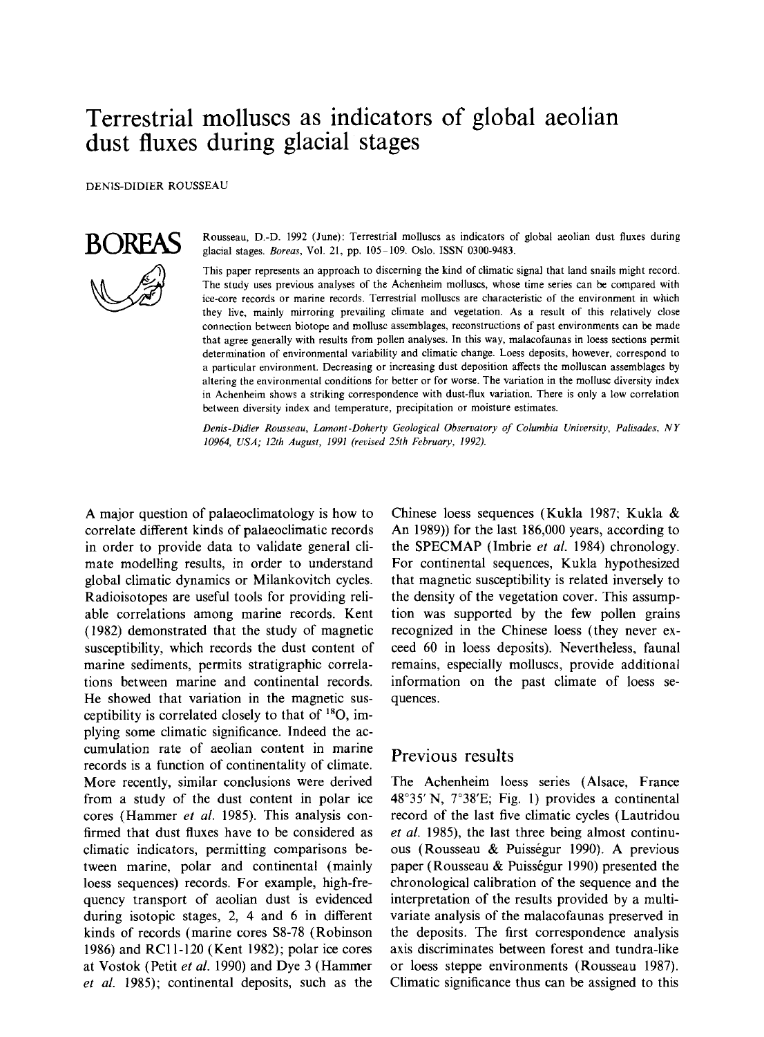# Terrestrial molluscs as indicators of global aeolian dust fluxes during glacial stages

DENIS-DIDIER ROUSSEAU

BOREAS

Rousseau, D.-D. 1992 (June): Terrestrial molluscs as indicators of global aeolian dust fluxes during glacial stages. *Boreas*, Vol. 21, pp. 105–109. Oslo. ISSN 0300-9483.

This paper represents an approach to discerning the kind of climatic signal that land snails might record. The study uses previous analyses of the Achenheim molluscs, whose time series can be compared with ice-core records or marine records. Terrestrial molluscs are characteristic of the environment in which they live, mainly mirroring prevailing climate and vegetation. As a result of this relatively close connection between biotope and mollusc assemblages, reconstructions of past environments can be made that agree generally with results from pollen analyses. In this way, malacofaunas in loess sections permit determination of environmental variability and climatic change. Loess deposits, however, correspond to a particular environment. Decreasing or increasing dust deposition affects the molluscan assemblages by altering the environmental conditions for better or for worse. The variation in the mollusc diversity index in Achenheim shows a striking correspondence with dust-flux variation. There is only a low correlation between diversity index and temperature, precipitation or moisture estimates.

*Denis-Didier Rousseau, Lamont-Doherty Geological Observatory of Columbia University, Palisades, NY 10964, USA; 12th August, 1991 (revised 25th February, 1992).*

A major question of palaeoclimatology is how to correlate different kinds of palaeoclimatic records in order to provide data to validate general climate modelling results, in order to understand global climatic dynamics or Milankovitch cycles. Radioisotopes are useful tools for providing reliable correlations among marine records. Kent (1982) demonstrated that the study of magnetic susceptibility, which records the dust content of marine sediments, permits stratigraphic correlations between marine and continental records. He showed that variation in the magnetic susceptibility is correlated closely to that of $^{18}O$, implying some climatic significance. Indeed the accumulation rate of aeolian content in marine records is a function of continentality of climate. More recently, similar conclusions were derived from a study of the dust content in polar ice cores (Hammer *et al.* 1985). This analysis confirmed that dust fluxes have to be considered as climatic indicators, permitting comparisons between marine, polar and continental (mainly loess sequences) records. For example, high-frequency transport of aeolian dust is evidenced during isotopic stages, 2, 4 and 6 in different kinds of records (marine cores S8-78 (Robinson 1986) and RC11-120 (Kent 1982); polar ice cores at Vostok (Petit *et al.* 1990) and Dye 3 (Hammer *et al.* 1985); continental deposits, such as the Chinese loess sequences (Kukla 1987; Kukla & An 1989)) for the last 186,000 years, according to the SPECMAP (Imbrie *et al.* 1984) chronology. For continental sequences, Kukla hypothesized that magnetic susceptibility is related inversely to the density of the vegetation cover. This assumption was supported by the few pollen grains recognized in the Chinese loess (they never exceed 60 in loess deposits). Nevertheless, faunal remains, especially molluscs, provide additional information on the past climate of loess sequences.

## Previous results

The Achenheim loess series (Alsace, France 48°35′N, 7°38′E; Fig. 1) provides a continental record of the last five climatic cycles (Lautridou *et al.* 1985), the last three being almost continuous (Rousseau & Puisségur 1990). A previous paper (Rousseau & Puisségur 1990) presented the chronological calibration of the sequence and the interpretation of the results provided by a multivariate analysis of the malacofaunas preserved in the deposits. The first correspondence analysis axis discriminates between forest and tundra-like or loess steppe environments (Rousseau 1987). Climatic significance thus can be assigned to this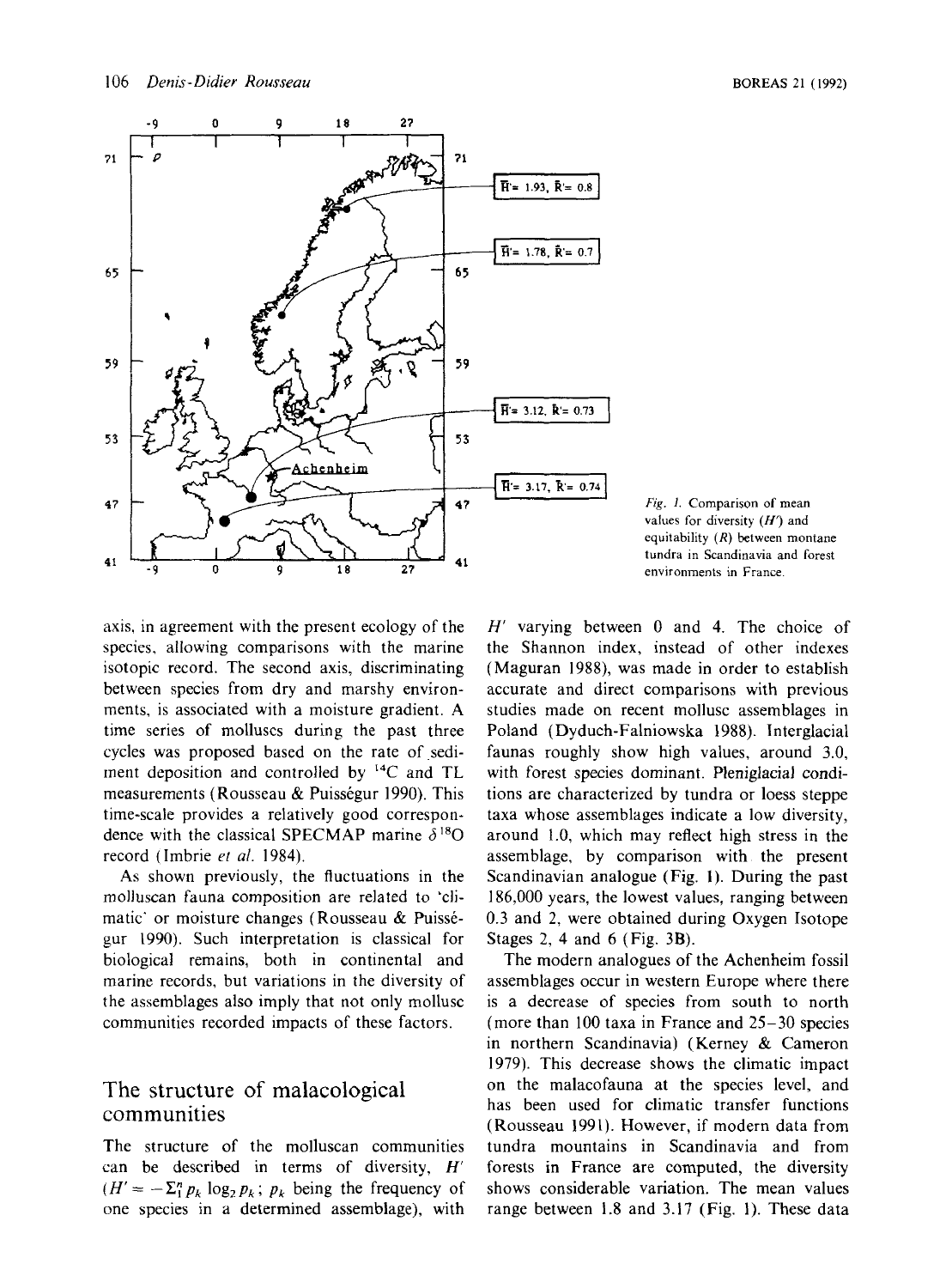Fig. 1. Comparison of mean values for diversity ($H'$) and equitability ($R$) between montane tundra in Scandinavia and forest environments in France.

axis, in agreement with the present ecology of the species, allowing comparisons with the marine isotopic record. The second axis, discriminating between species from dry and marshy environments, is associated with a moisture gradient. A time series of molluscs during the past three cycles was proposed based on the rate of sediment deposition and controlled by $^{14}C$ and TL measurements (Rousseau & Puisségur 1990). This time-scale provides a relatively good correspondence with the classical SPECMAP marine $\delta^{18}O$ record (Imbrie *et al.* 1984).

As shown previously, the fluctuations in the molluscan fauna composition are related to 'climatic' or moisture changes (Rousseau & Puisségur 1990). Such interpretation is classical for biological remains, both in continental and marine records, but variations in the diversity of the assemblages also imply that not only mollusc communities recorded impacts of these factors.

## The structure of malacological communities

The structure of the molluscan communities can be described in terms of diversity, $H'$ ($H' = -\Sigma_1^n p_k \log_2 p_k$; $p_k$ being the frequency of one species in a determined assemblage), with $H'$ varying between 0 and 4. The choice of the Shannon index, instead of other indexes (Maguran 1988), was made in order to establish accurate and direct comparisons with previous studies made on recent mollusc assemblages in Poland (Dyduch-Falniowska 1988). Interglacial faunas roughly show high values, around 3.0, with forest species dominant. Pleniglacial conditions are characterized by tundra or loess steppe taxa whose assemblages indicate a low diversity, around 1.0, which may reflect high stress in the assemblage, by comparison with the present Scandinavian analogue (Fig. 1). During the past 186,000 years, the lowest values, ranging between 0.3 and 2, were obtained during Oxygen Isotope Stages 2, 4 and 6 (Fig. 3B).

The modern analogues of the Achenheim fossil assemblages occur in western Europe where there is a decrease of species from south to north (more than 100 taxa in France and 25–30 species in northern Scandinavia) (Kerney & Cameron 1979). This decrease shows the climatic impact on the malacofauna at the species level, and has been used for climatic transfer functions (Rousseau 1991). However, if modern data from tundra mountains in Scandinavia and from forests in France are computed, the diversity shows considerable variation. The mean values range between 1.8 and 3.17 (Fig. 1). These data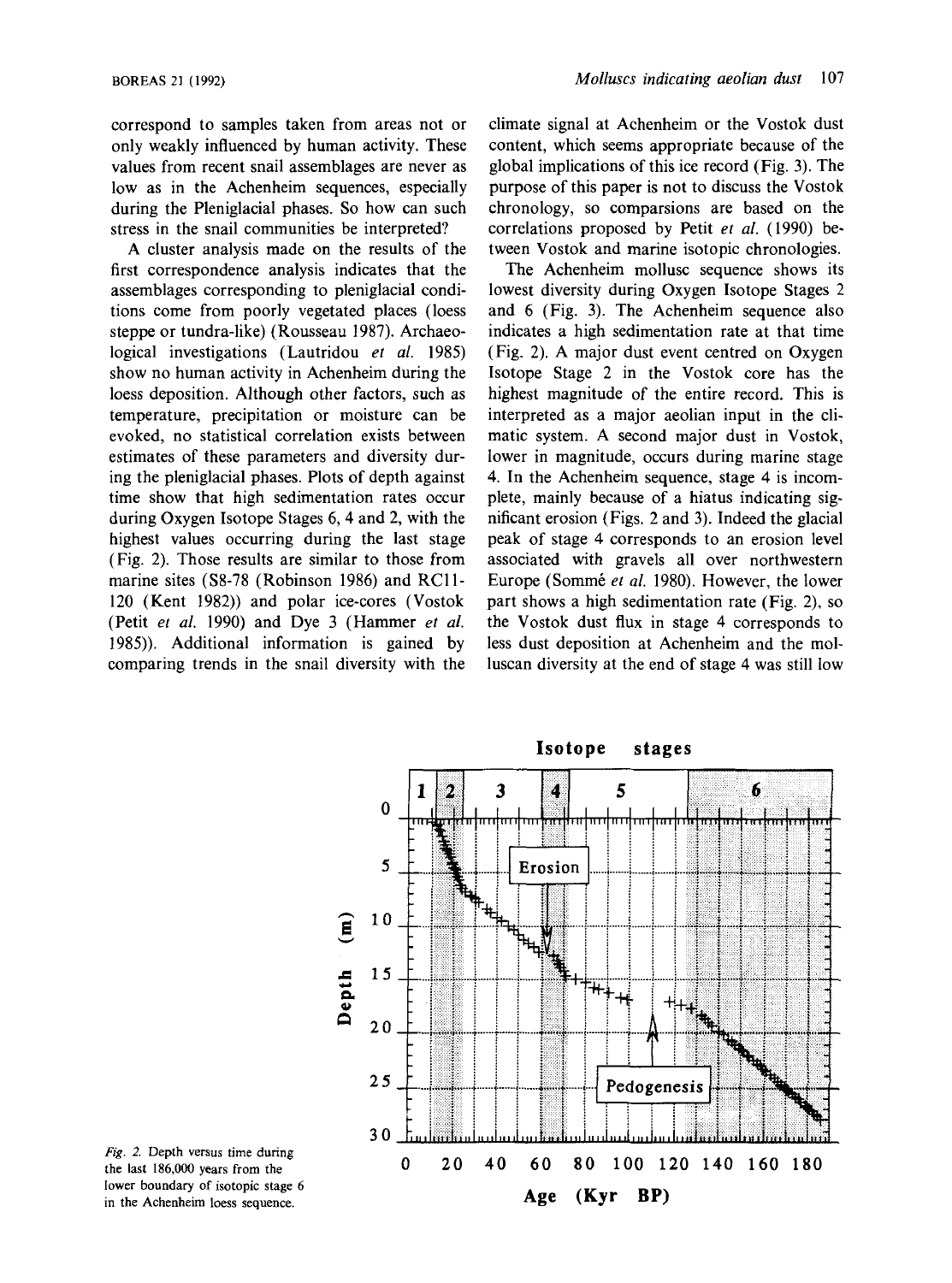correspond to samples taken from areas not or only weakly influenced by human activity. These values from recent snail assemblages are never as low as in the Achenheim sequences, especially during the Pleniglacial phases. So how can such stress in the snail communities be interpreted?

A cluster analysis made on the results of the first correspondence analysis indicates that the assemblages corresponding to pleniglacial conditions come from poorly vegetated places (loess steppe or tundra-like) (Rousseau 1987). Archaeological investigations (Lautridou *et al.* 1985) show no human activity in Achenheim during the loess deposition. Although other factors, such as temperature, precipitation or moisture can be evoked, no statistical correlation exists between estimates of these parameters and diversity during the pleniglacial phases. Plots of depth against time show that high sedimentation rates occur during Oxygen Isotope Stages 6, 4 and 2, with the highest values occurring during the last stage (Fig. 2). Those results are similar to those from marine sites (S8-78 (Robinson 1986) and RC11-120 (Kent 1982)) and polar ice-cores (Vostok (Petit *et al.* 1990) and Dye 3 (Hammer *et al.* 1985)). Additional information is gained by comparing trends in the snail diversity with the climate signal at Achenheim or the Vostok dust content, which seems appropriate because of the global implications of this ice record (Fig. 3). The purpose of this paper is not to discuss the Vostok chronology, so comparsions are based on the correlations proposed by Petit *et al.* (1990) between Vostok and marine isotopic chronologies.

The Achenheim mollusc sequence shows its lowest diversity during Oxygen Isotope Stages 2 and 6 (Fig. 3). The Achenheim sequence also indicates a high sedimentation rate at that time (Fig. 2). A major dust event centred on Oxygen Isotope Stage 2 in the Vostok core has the highest magnitude of the entire record. This is interpreted as a major aeolian input in the climatic system. A second major dust in Vostok, lower in magnitude, occurs during marine stage 4. In the Achenheim sequence, stage 4 is incomplete, mainly because of a hiatus indicating significant erosion (Figs. 2 and 3). Indeed the glacial peak of stage 4 corresponds to an erosion level associated with gravels all over northwestern Europe (Sommé *et al.* 1980). However, the lower part shows a high sedimentation rate (Fig. 2), so the Vostok dust flux in stage 4 corresponds to less dust deposition at Achenheim and the molluscan diversity at the end of stage 4 was still low

*Fig. 2.* Depth versus time during the last 186,000 years from the lower boundary of isotopic stage 6 in the Achenheim loess sequence.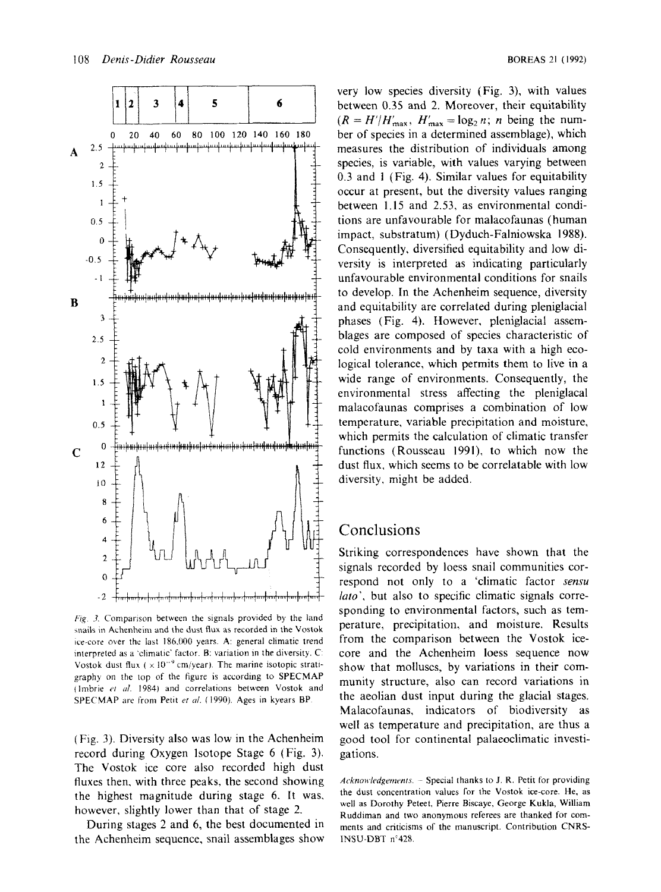*Fig. 3.* Comparison between the signals provided by the land snails in Achenheim and the dust flux as recorded in the Vostok ice-core over the last 186,000 years. A: general climatic trend interpreted as a 'climatic' factor. B: variation in the diversity. C: Vostok dust flux ($\times 10^{-9}$ cm/year). The marine isotopic stratigraphy on the top of the figure is according to SPECMAP (Imbrie *et al.* 1984) and correlations between Vostok and SPECMAP are from Petit *et al.* (1990). Ages in kyears BP.

(Fig. 3). Diversity also was low in the Achenheim record during Oxygen Isotope Stage 6 (Fig. 3). The Vostok ice core also recorded high dust fluxes then, with three peaks, the second showing the highest magnitude during stage 6. It was, however, slightly lower than that of stage 2.

During stages 2 and 6, the best documented in the Achenheim sequence, snail assemblages show very low species diversity (Fig. 3), with values between 0.35 and 2. Moreover, their equitability ($R = H'/H'_{max}$, $H'_{max} = \log_2 n$; $n$ being the number of species in a determined assemblage), which measures the distribution of individuals among species, is variable, with values varying between 0.3 and 1 (Fig. 4). Similar values for equitability occur at present, but the diversity values ranging between 1.15 and 2.53, as environmental conditions are unfavourable for malacofaunas (human impact, substratum) (Dyduch-Falniowska 1988). Consequently, diversified equitability and low diversity is interpreted as indicating particularly unfavourable environmental conditions for snails to develop. In the Achenheim sequence, diversity and equitability are correlated during pleniglacial phases (Fig. 4). However, pleniglacial assemblages are composed of species characteristic of cold environments and by taxa with a high ecological tolerance, which permits them to live in a wide range of environments. Consequently, the environmental stress affecting the pleniglacal malacofaunas comprises a combination of low temperature, variable precipitation and moisture, which permits the calculation of climatic transfer functions (Rousseau 1991), to which now the dust flux, which seems to be correlatable with low diversity, might be added.

## Conclusions

Striking correspondences have shown that the signals recorded by loess snail communities correspond not only to a 'climatic factor *sensu lato*', but also to specific climatic signals corresponding to environmental factors, such as temperature, precipitation, and moisture. Results from the comparison between the Vostok ice-core and the Achenheim loess sequence now show that molluscs, by variations in their community structure, also can record variations in the aeolian dust input during the glacial stages. Malacofaunas, indicators of biodiversity as well as temperature and precipitation, are thus a good tool for continental palaeoclimatic investigations.

*Acknowledgements.* – Special thanks to J. R. Petit for providing the dust concentration values for the Vostok ice-core. He, as well as Dorothy Peteet, Pierre Biscaye, George Kukla, William Ruddiman and two anonymous referees are thanked for comments and criticisms of the manuscript. Contribution CNRS-INSU-DBT n°428.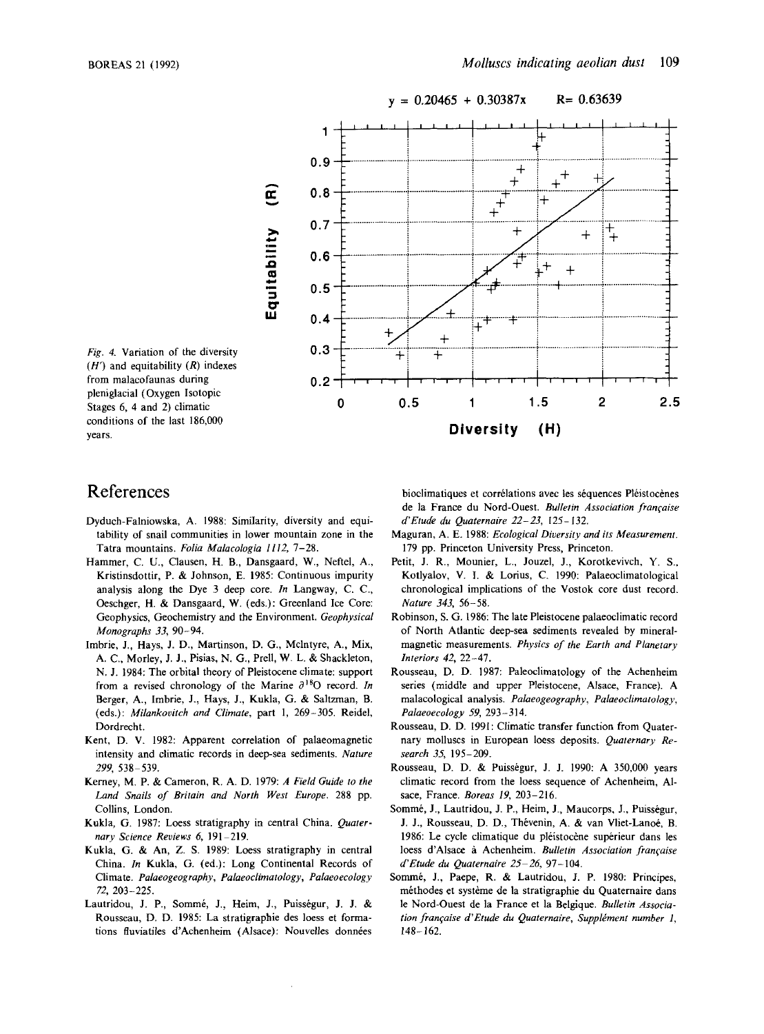y = 0.20465 + 0.30387x R= 0.63639

Equitability (R)

1
0.9
0.8
0.7
0.6
0.5
0.4
0.3
0.2

0 0.5 1 1.5 2 2.5

Diversity (H)

*Fig. 4.* Variation of the diversity ($H'$) and equitability ($R$) indexes from malacofaunas during pleniglacial (Oxygen Isotopic Stages 6, 4 and 2) climatic conditions of the last 186,000 years.

# References

Dyduch-Falniowska, A. 1988: Similarity, diversity and equitability of snail communities in lower mountain zone in the Tatra mountains. *Folia Malacologia 1112*, 7–28.

Hammer, C. U., Clausen, H. B., Dansgaard, W., Neftel, A., Kristinsdottir, P. & Johnson, E. 1985: Continuous impurity analysis along the Dye 3 deep core. *In* Langway, C. C., Oeschger, H. & Dansgaard, W. (eds.): Greenland Ice Core: Geophysics, Geochemistry and the Environment. *Geophysical Monographs 33*, 90–94.

Imbrie, J., Hays, J. D., Martinson, D. G., McIntyre, A., Mix, A. C., Morley, J. J., Pisias, N. G., Prell, W. L. & Shackleton, N. J. 1984: The orbital theory of Pleistocene climate: support from a revised chronology of the Marine $\partial^{18}O$ record. *In* Berger, A., Imbrie, J., Hays, J., Kukla, G. & Saltzman, B. (eds.): *Milankovitch and Climate*, part 1, 269–305. Reidel, Dordrecht.

Kent, D. V. 1982: Apparent correlation of palaeomagnetic intensity and climatic records in deep-sea sediments. *Nature 299*, 538–539.

Kerney, M. P. & Cameron, R. A. D. 1979: *A Field Guide to the Land Snails of Britain and North West Europe*. 288 pp. Collins, London.

Kukla, G. 1987: Loess stratigraphy in central China. *Quaternary Science Reviews 6*, 191–219.

Kukla, G. & An, Z. S. 1989: Loess stratigraphy in central China. *In* Kukla, G. (ed.): Long Continental Records of Climate. *Palaeogeography, Palaeoclimatology, Palaeoecology 72*, 203–225.

Lautridou, J. P., Sommé, J., Heim, J., Puisségur, J. J. & Rousseau, D. D. 1985: La stratigraphie des loess et formations fluviatiles d'Achenheim (Alsace): Nouvelles données bioclimatiques et corrélations avec les séquences Pléistocènes de la France du Nord-Ouest. *Bulletin Association française d'Etude du Quaternaire 22–23*, 125–132.

Maguran, A. E. 1988: *Ecological Diversity and its Measurement*. 179 pp. Princeton University Press, Princeton.

Petit, J. R., Mounier, L., Jouzel, J., Korotkevivch, Y. S., Kotlyalov, V. I. & Lorius, C. 1990: Palaeoclimatological chronological implications of the Vostok core dust record. *Nature 343*, 56–58.

Robinson, S. G. 1986: The late Pleistocene palaeoclimatic record of North Atlantic deep-sea sediments revealed by mineral-magnetic measurements. *Physics of the Earth and Planetary Interiors 42*, 22–47.

Rousseau, D. D. 1987: Paleoclimatology of the Achenheim series (middle and upper Pleistocene, Alsace, France). A malacological analysis. *Palaeogeography, Palaeoclimatology, Palaeoecology 59*, 293–314.

Rousseau, D. D. 1991: Climatic transfer function from Quaternary molluscs in European loess deposits. *Quaternary Research 35*, 195–209.

Rousseau, D. D. & Puisségur, J. J. 1990: A 350,000 years climatic record from the loess sequence of Achenheim, Alsace, France. *Boreas 19*, 203–216.

Sommé, J., Lautridou, J. P., Heim, J., Maucorps, J., Puisségur, J. J., Rousseau, D. D., Thévenin, A. & van Vliet-Lanoë, B. 1986: Le cycle climatique du pléistocène supérieur dans les loess d'Alsace à Achenheim. *Bulletin Association française d'Etude du Quaternaire 25–26*, 97–104.

Sommé, J., Paepe, R. & Lautridou, J. P. 1980: Principes, méthodes et système de la stratigraphie du Quaternaire dans le Nord-Ouest de la France et la Belgique. *Bulletin Association française d'Etude du Quaternaire, Supplément number 1*, 148–162.